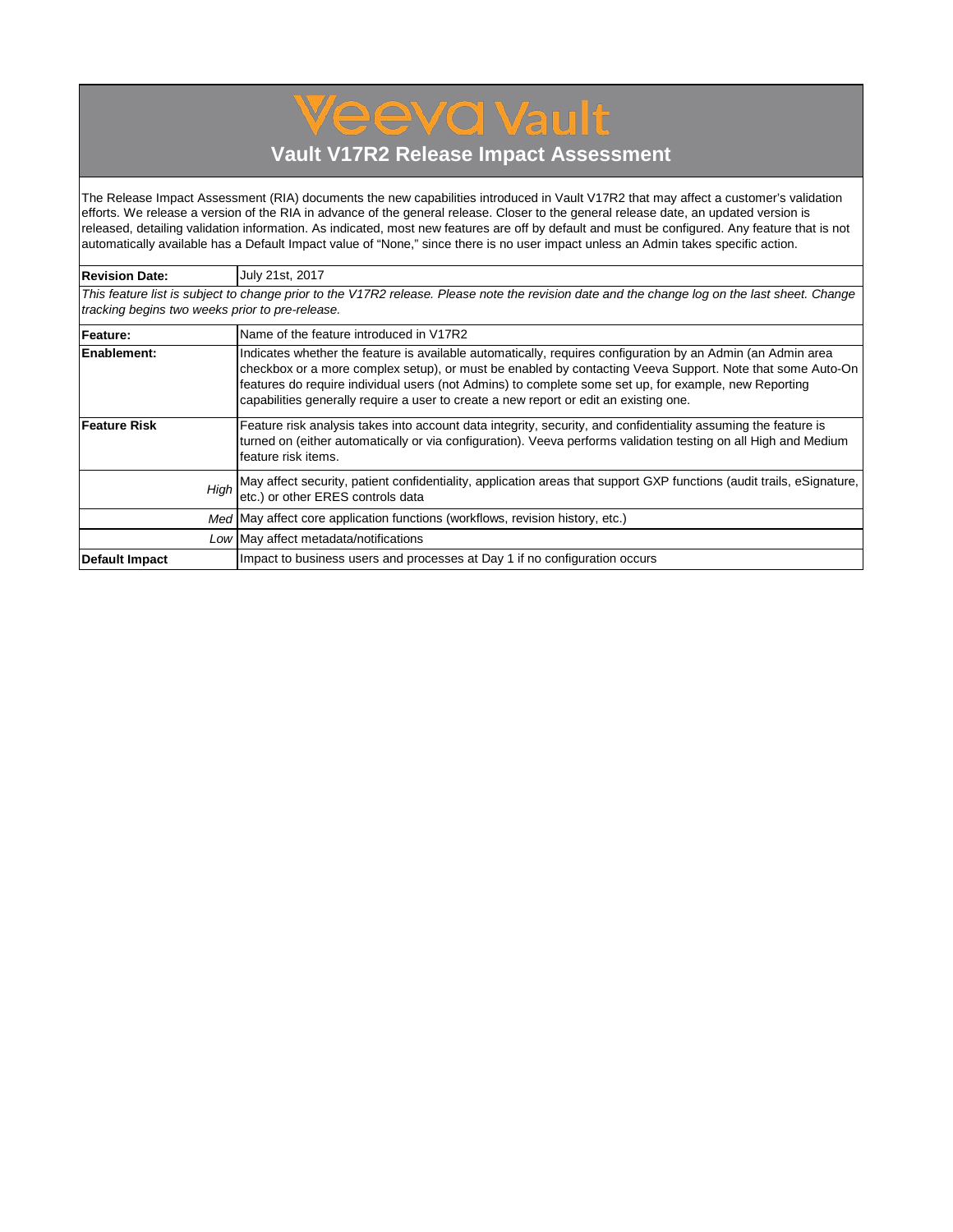# Veeva Vault

## Vault V17R2 Release Impact Assessment

The Release Impact Assessment (RIA) documents the new capabilities introduced in Vault V17R2 that may affect a customer's validation efforts. We release a version of the RIA in advance of the general release. Closer to the general release date, an updated version is released, detailing validation information. As indicated, most new features are off by default and must be configured. Any feature that is not automatically available has a Default Impact value of "None," since there is no user impact unless an Admin takes specific action.

| **Revision Date:** | July 21st, 2017 |
| --- | --- |

*This feature list is subject to change prior to the V17R2 release. Please note the revision date and the change log on the last sheet. Change tracking begins two weeks prior to pre-release.*

| | |
| --- | --- |
| **Feature:** | Name of the feature introduced in V17R2 |
| **Enablement:** | Indicates whether the feature is available automatically, requires configuration by an Admin (an Admin area checkbox or a more complex setup), or must be enabled by contacting Veeva Support. Note that some Auto-On features do require individual users (not Admins) to complete some set up, for example, new Reporting capabilities generally require a user to create a new report or edit an existing one. |
| **Feature Risk** | Feature risk analysis takes into account data integrity, security, and confidentiality assuming the feature is turned on (either automatically or via configuration). Veeva performs validation testing on all High and Medium feature risk items. |
| *High* | May affect security, patient confidentiality, application areas that support GXP functions (audit trails, eSignature, etc.) or other ERES controls data |
| *Med* | May affect core application functions (workflows, revision history, etc.) |
| *Low* | May affect metadata/notifications |
| **Default Impact** | Impact to business users and processes at Day 1 if no configuration occurs |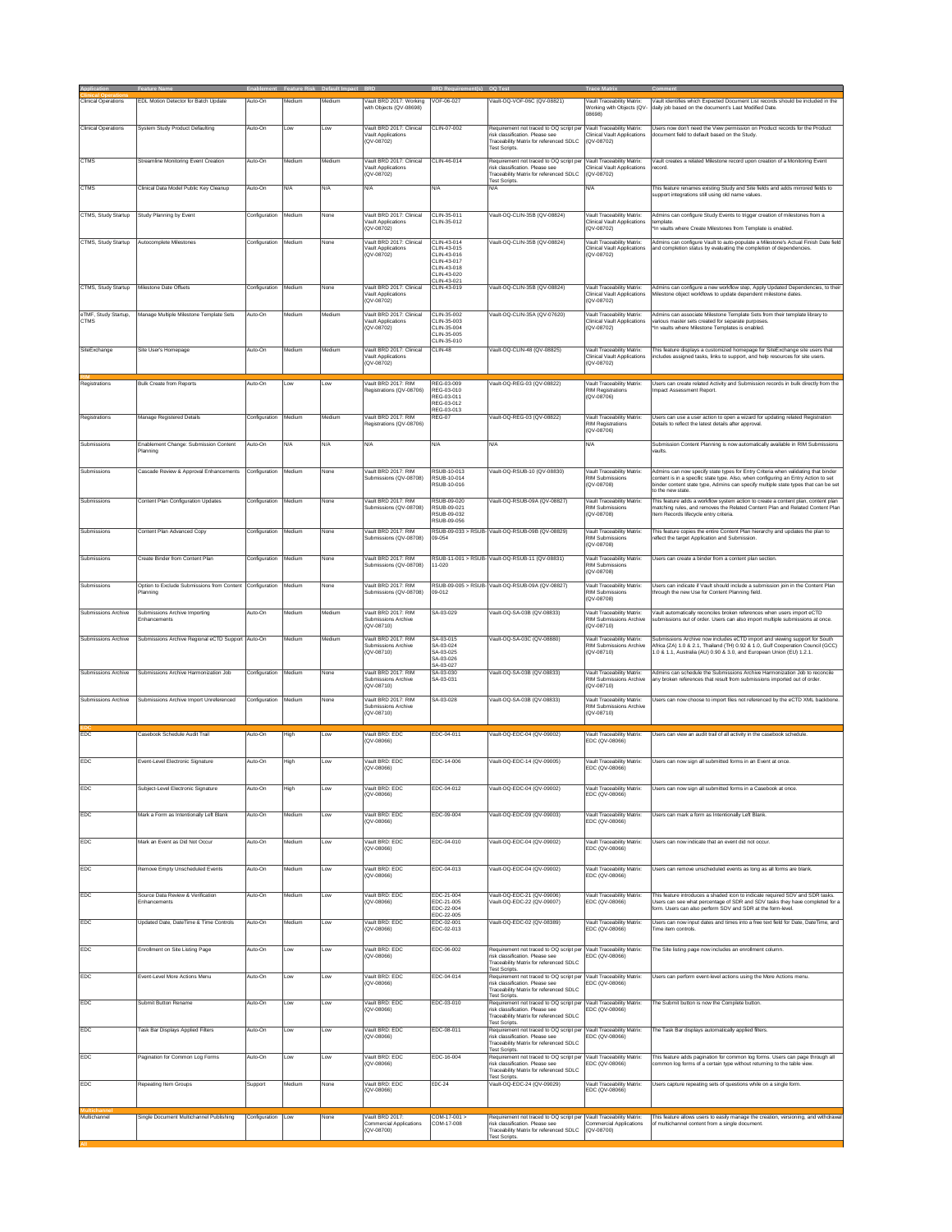| Application | Feature Name | Enablement | Feature Risk | Default Impact | BRD | BRD Requirement(s) | OQ Test | Trace Matrix | Comment |
|---|---|---|---|---|---|---|---|---|---|
| **Clinical Operations** | | | | | | | | | |
| Clinical Operations | EDL Motion Detector for Batch Update | Auto-On | Medium | Medium | Vault BRD 2017: Working with Objects (QV-08698) | VOF-06-027 | Vault-OQ-VOF-06C (QV-08821) | Vault Traceability Matrix: Working with Objects (QV-08698) | Vault identifies which Expected Document List records should be included in the daily job based on the document's Last Modified Date. |
| Clinical Operations | System Study Product Defaulting | Auto-On | Low | Low | Vault BRD 2017: Clinical Vault Applications (QV-08702) | CLIN-07-002 | Requirement not traced to OQ script per risk classification. Please see Traceability Matrix for referenced SDLC Test Scripts. | Vault Traceability Matrix: Clinical Vault Applications (QV-08702) | Users now don't need the View permission on Product records for the Product document field to default based on the Study. |
| CTMS | Streamline Monitoring Event Creation | Auto-On | Medium | Medium | Vault BRD 2017: Clinical Vault Applications (QV-08702) | CLIN-46-014 | Requirement not traced to OQ script per risk classification. Please see Traceability Matrix for referenced SDLC Test Scripts. | Vault Traceability Matrix: Clinical Vault Applications (QV-08702) | Vault creates a related Milestone record upon creation of a Monitoring Event record. |
| CTMS | Clinical Data Model Public Key Cleanup | Auto-On | N/A | N/A | N/A | N/A | N/A | N/A | This feature renames existing Study and Site fields and adds mirrored fields to support integrations still using old name values. |
| CTMS, Study Startup | Study Planning by Event | Configuration | Medium | None | Vault BRD 2017: Clinical Vault Applications (QV-08702) | CLIN-35-011<br>CLIN-35-012 | Vault-OQ-CLIN-35B (QV-08824) | Vault Traceability Matrix: Clinical Vault Applications (QV-08702) | Admins can configure Study Events to trigger creation of milestones from a template.<br>*In vaults where Create Milestones from Template is enabled. |
| CTMS, Study Startup | Autocomplete Milestones | Configuration | Medium | None | Vault BRD 2017: Clinical Vault Applications (QV-08702) | CLIN-43-014<br>CLIN-43-015<br>CLIN-43-016<br>CLIN-43-017<br>CLIN-43-018<br>CLIN-43-020<br>CLIN-43-021 | Vault-OQ-CLIN-35B (QV-08824) | Vault Traceability Matrix: Clinical Vault Applications (QV-08702) | Admins can configure Vault to auto-populate a Milestone's Actual Finish Date field and completion status by evaluating the completion of dependencies. |
| CTMS, Study Startup | Milestone Date Offsets | Configuration | Medium | None | Vault BRD 2017: Clinical Vault Applications (QV-08702) | CLIN-43-019 | Vault-OQ-CLIN-35B (QV-08824) | Vault Traceability Matrix: Clinical Vault Applications (QV-08702) | Admins can configure a new workflow step, Apply Updated Dependencies, to their Milestone object workflows to update dependent milestone dates. |
| eTMF, Study Startup, CTMS | Manage Multiple Milestone Template Sets | Auto-On | Medium | Medium | Vault BRD 2017: Clinical Vault Applications (QV-08702) | CLIN-35-002<br>CLIN-35-003<br>CLIN-35-004<br>CLIN-35-005<br>CLIN-35-010 | Vault-OQ-CLIN-35A (QV-07620) | Vault Traceability Matrix: Clinical Vault Applications (QV-08702) | Admins can associate Milestone Template Sets from their template library to various master sets created for separate purposes.<br>*In vaults where Milestone Templates is enabled. |
| SiteExchange | Site User's Homepage | Auto-On | Medium | Medium | Vault BRD 2017: Clinical Vault Applications (QV-08702) | CLIN-48 | Vault-OQ-CLIN-48 (QV-08825) | Vault Traceability Matrix: Clinical Vault Applications (QV-08702) | This feature displays a customized homepage for SiteExchange site users that includes assigned tasks, links to support, and help resources for site users. |
| **RIM** | | | | | | | | | |
| Registrations | Bulk Create from Reports | Auto-On | Low | Low | Vault BRD 2017: RIM Registrations (QV-08706) | REG-03-009<br>REG-03-010<br>REG-03-011<br>REG-03-012<br>REG-03-013 | Vault-OQ-REG-03 (QV-08822) | Vault Traceability Matrix: RIM Registrations (QV-08706) | Users can create related Activity and Submission records in bulk directly from the Impact Assessment Report. |
| Registrations | Manage Registered Details | Configuration | Medium | Medium | Vault BRD 2017: RIM Registrations (QV-08706) | REG-07 | Vault-OQ-REG-03 (QV-08822) | Vault Traceability Matrix: RIM Registrations (QV-08706) | Users can use a user action to open a wizard for updating related Registration Details to reflect the latest details after approval. |
| Submissions | Enablement Change: Submission Content Planning | Auto-On | N/A | N/A | N/A | N/A | N/A | N/A | Submission Content Planning is now automatically available in RIM Submissions vaults. |
| Submissions | Cascade Review & Approval Enhancements | Configuration | Medium | None | Vault BRD 2017: RIM Submissions (QV-08708) | RSUB-10-013<br>RSUB-10-014<br>RSUB-10-016 | Vault-OQ-RSUB-10 (QV-08830) | Vault Traceability Matrix: RIM Submissions (QV-08708) | Admins can now specify state types for Entry Criteria when validating that binder content is in a specific state type. Also, when configuring an Entry Action to set binder content state type, Admins can specify multiple state types that can be set to the new state. |
| Submissions | Content Plan Configuration Updates | Configuration | Medium | None | Vault BRD 2017: RIM Submissions (QV-08708) | RSUB-09-020<br>RSUB-09-021<br>RSUB-09-032<br>RSUB-09-056 | Vault-OQ-RSUB-09A (QV-08827) | Vault Traceability Matrix: RIM Submissions (QV-08708) | This feature adds a workflow system action to create a content plan, content plan matching rules, and removes the Related Content Plan and Related Content Plan Item Records lifecycle entry criteria. |
| Submissions | Content Plan Advanced Copy | Configuration | Medium | None | Vault BRD 2017: RIM Submissions (QV-08708) | RSUB-09-033 > RSUB-09-054 | Vault-OQ-RSUB-09B (QV-08829) | Vault Traceability Matrix: RIM Submissions (QV-08708) | This feature copies the entire Content Plan hierarchy and updates the plan to reflect the target Application and Submission. |
| Submissions | Create Binder from Content Plan | Configuration | Medium | None | Vault BRD 2017: RIM Submissions (QV-08708) | RSUB-11-001 > RSUB-11-020 | Vault-OQ-RSUB-11 (QV-08831) | Vault Traceability Matrix: RIM Submissions (QV-08708) | Users can create a binder from a content plan section. |
| Submissions | Option to Exclude Submissions from Content Planning | Configuration | Medium | None | Vault BRD 2017: RIM Submissions (QV-08708) | RSUB-09-005 > RSUB-09-012 | Vault-OQ-RSUB-09A (QV-08827) | Vault Traceability Matrix: RIM Submissions (QV-08708) | Users can indicate if Vault should include a submission join in the Content Plan through the new Use for Content Planning field. |
| Submissions Archive | Submissions Archive Importing Enhancements | Auto-On | Medium | Medium | Vault BRD 2017: RIM Submissions Archive (QV-08710) | SA-03-029 | Vault-OQ-SA-03B (QV-08833) | Vault Traceability Matrix: RIM Submissions Archive (QV-08710) | Vault automatically reconciles broken references when users import eCTD submissions out of order. Users can also import multiple submissions at once. |
| Submissions Archive | Submissions Archive Regional eCTD Support | Auto-On | Medium | Medium | Vault BRD 2017: RIM Submissions Archive (QV-08710) | SA-03-015<br>SA-03-024<br>SA-03-025<br>SA-03-026<br>SA-03-027 | Vault-OQ-SA-03C (QV-08880) | Vault Traceability Matrix: RIM Submissions Archive (QV-08710) | Submissions Archive now includes eCTD import and viewing support for South Africa (ZA) 1.0 & 2.1, Thailand (TH) 0.92 & 1.0, Gulf Cooperation Council (GCC) 1.0 & 1.1, Australia (AU) 0.90 & 3.0, and European Union (EU) 1.2.1. |
| Submissions Archive | Submissions Archive Harmonization Job | Configuration | Medium | None | Vault BRD 2017: RIM Submissions Archive (QV-08710) | SA-03-030<br>SA-03-031 | Vault-OQ-SA-03B (QV-08833) | Vault Traceability Matrix: RIM Submissions Archive (QV-08710) | Admins can schedule the Submissions Archive Harmonization Job to reconcile any broken references that result from submissions imported out of order. |
| Submissions Archive | Submissions Archive Import Unreferenced | Configuration | Medium | None | Vault BRD 2017: RIM Submissions Archive (QV-08710) | SA-03-028 | Vault-OQ-SA-03B (QV-08833) | Vault Traceability Matrix: RIM Submissions Archive (QV-08710) | Users can now choose to import files not referenced by the eCTD XML backbone. |
| **EDC** | | | | | | | | | |
| EDC | Casebook Schedule Audit Trail | Auto-On | High | Low | Vault BRD: EDC (QV-08066) | EDC-04-011 | Vault-OQ-EDC-04 (QV-09002) | Vault Traceability Matrix: EDC (QV-08066) | Users can view an audit trail of all activity in the casebook schedule. |
| EDC | Event-Level Electronic Signature | Auto-On | High | Low | Vault BRD: EDC (QV-08066) | EDC-14-006 | Vault-OQ-EDC-14 (QV-09005) | Vault Traceability Matrix: EDC (QV-08066) | Users can now sign all submitted forms in an Event at once. |
| EDC | Subject-Level Electronic Signature | Auto-On | High | Low | Vault BRD: EDC (QV-08066) | EDC-04-012 | Vault-OQ-EDC-04 (QV-09002) | Vault Traceability Matrix: EDC (QV-08066) | Users can now sign all submitted forms in a Casebook at once. |
| EDC | Mark a Form as Intentionally Left Blank | Auto-On | Medium | Low | Vault BRD: EDC (QV-08066) | EDC-09-004 | Vault-OQ-EDC-09 (QV-09003) | Vault Traceability Matrix: EDC (QV-08066) | Users can mark a form as Intentionally Left Blank. |
| EDC | Mark an Event as Did Not Occur | Auto-On | Medium | Low | Vault BRD: EDC (QV-08066) | EDC-04-010 | Vault-OQ-EDC-04 (QV-09002) | Vault Traceability Matrix: EDC (QV-08066) | Users can now indicate that an event did not occur. |
| EDC | Remove Empty Unscheduled Events | Auto-On | Medium | Low | Vault BRD: EDC (QV-08066) | EDC-04-013 | Vault-OQ-EDC-04 (QV-09002) | Vault Traceability Matrix: EDC (QV-08066) | Users can remove unscheduled events as long as all forms are blank. |
| EDC | Source Data Review & Verification Enhancements | Auto-On | Medium | Low | Vault BRD: EDC (QV-08066) | EDC-21-004<br>EDC-21-005<br>EDC-22-004<br>EDC-22-005 | Vault-OQ-EDC-21 (QV-09006)<br>Vault-OQ-EDC-22 (QV-09007) | Vault Traceability Matrix: EDC (QV-08066) | This feature introduces a shaded icon to indicate required SDV and SDR tasks. Users can see what percentage of SDR and SDV tasks they have completed for a form. Users can also perform SDV and SDR at the form-level. |
| EDC | Updated Date, DateTime & Time Controls | Auto-On | Medium | Low | Vault BRD: EDC (QV-08066) | EDC-02-001<br>EDC-02-013 | Vault-OQ-EDC-02 (QV-08389) | Vault Traceability Matrix: EDC (QV-08066) | Users can now input dates and times into a free text field for Date, DateTime, and Time item controls. |
| EDC | Enrollment on Site Listing Page | Auto-On | Low | Low | Vault BRD: EDC (QV-08066) | EDC-06-002 | Requirement not traced to OQ script per risk classification. Please see Traceability Matrix for referenced SDLC Test Scripts. | Vault Traceability Matrix: EDC (QV-08066) | The Site listing page now includes an enrollment column. |
| EDC | Event-Level More Actions Menu | Auto-On | Low | Low | Vault BRD: EDC (QV-08066) | EDC-04-014 | Requirement not traced to OQ script per risk classification. Please see Traceability Matrix for referenced SDLC Test Scripts. | Vault Traceability Matrix: EDC (QV-08066) | Users can perform event-level actions using the More Actions menu. |
| EDC | Submit Button Rename | Auto-On | Low | Low | Vault BRD: EDC (QV-08066) | EDC-03-010 | Requirement not traced to OQ script per risk classification. Please see Traceability Matrix for referenced SDLC Test Scripts. | Vault Traceability Matrix: EDC (QV-08066) | The Submit button is now the Complete button. |
| EDC | Task Bar Displays Applied Filters | Auto-On | Low | Low | Vault BRD: EDC (QV-08066) | EDC-08-011 | Requirement not traced to OQ script per risk classification. Please see Traceability Matrix for referenced SDLC Test Scripts. | Vault Traceability Matrix: EDC (QV-08066) | The Task Bar displays automatically applied filters. |
| EDC | Pagination for Common Log Forms | Auto-On | Low | Low | Vault BRD: EDC (QV-08066) | EDC-16-004 | Requirement not traced to OQ script per risk classification. Please see Traceability Matrix for referenced SDLC Test Scripts. | Vault Traceability Matrix: EDC (QV-08066) | This feature adds pagination for common log forms. Users can page through all common log forms of a certain type without returning to the table view. |
| EDC | Repeating Item Groups | Support | Medium | None | Vault BRD: EDC (QV-08066) | EDC-24 | Vault-OQ-EDC-24 (QV-09029) | Vault Traceability Matrix: EDC (QV-08066) | Users capture repeating sets of questions while on a single form. |
| **Multichannel** | | | | | | | | | |
| Multichannel | Single Document Multichannel Publishing | Configuration | Low | None | Vault BRD 2017: Commercial Applications (QV-08700) | COM-17-001 > COM-17-008 | Requirement not traced to OQ script per risk classification. Please see Traceability Matrix for referenced SDLC Test Scripts. | Vault Traceability Matrix: Commercial Applications (QV-08700) | This feature allows users to easily manage the creation, versioning, and withdrawal of multichannel content from a single document. |
| **All** | | | | | | | | | |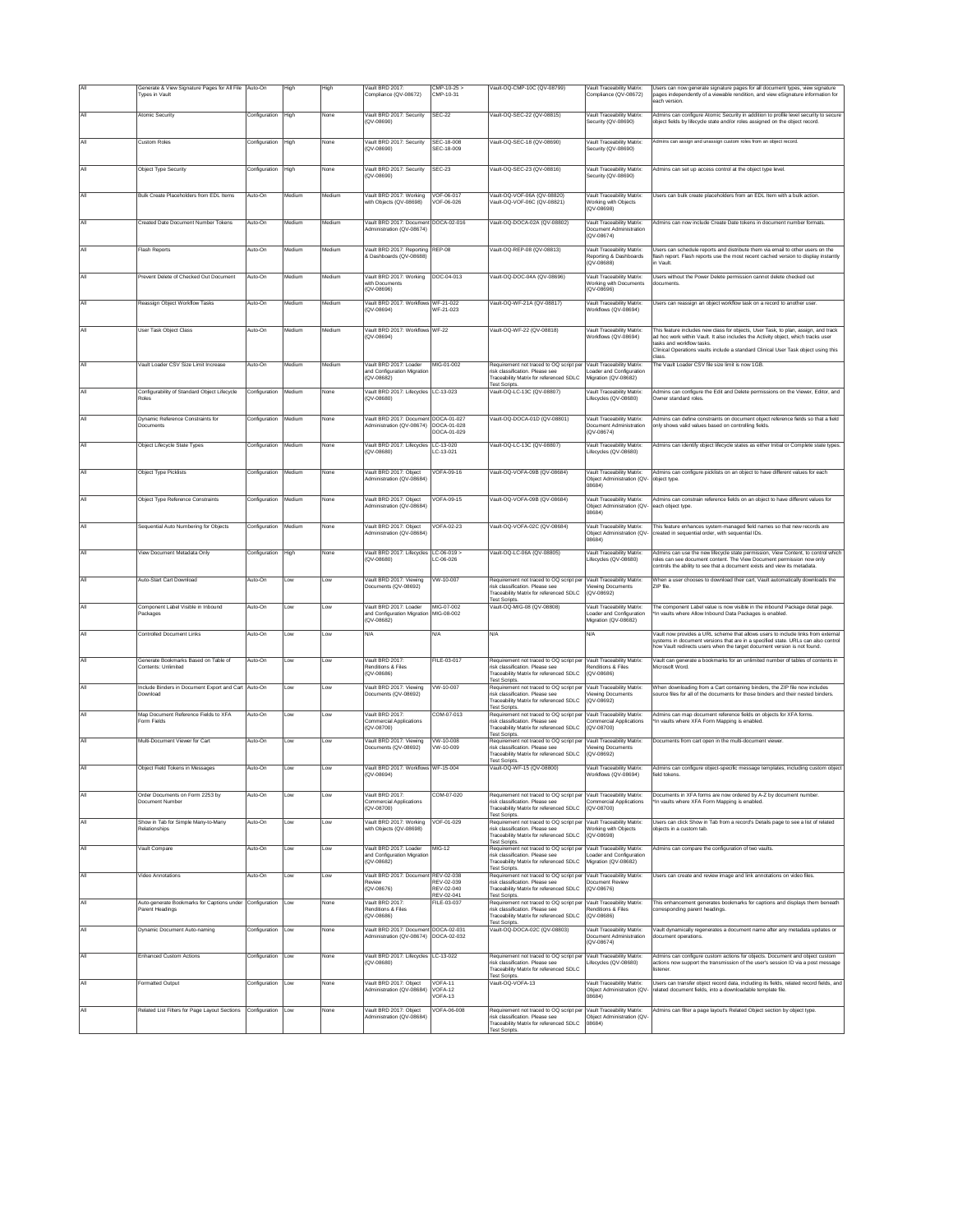| All | Generate & View Signature Pages for All File Types in Vault | Auto-On | High | High | Vault BRD 2017: Compliance (QV-08672) | CMP-10-25 > CMP-10-31 | Vault-OQ-CMP-10C (QV-08799) | Vault Traceability Matrix: Compliance (QV-08672) | Users can now generate signature pages for all document types, view signature pages independently of a viewable rendition, and view eSignature information for each version. |
|---|---|---|---|---|---|---|---|---|---|
| All | Atomic Security | Configuration | High | None | Vault BRD 2017: Security (QV-08690) | SEC-22 | Vault-OQ-SEC-22 (QV-08815) | Vault Traceability Matrix: Security (QV-08690) | Admins can configure Atomic Security in addition to profile level security to secure object fields by lifecycle state and/or roles assigned on the object record. |
| All | Custom Roles | Configuration | High | None | Vault BRD 2017: Security (QV-08690) | SEC-18-008 SEC-18-009 | Vault-OQ-SEC-18 (QV-08690) | Vault Traceability Matrix: Security (QV-08690) | Admins can assign and unassign custom roles from an object record. |
| All | Object Type Security | Configuration | High | None | Vault BRD 2017: Security (QV-08690) | SEC-23 | Vault-OQ-SEC-23 (QV-08816) | Vault Traceability Matrix: Security (QV-08690) | Admins can set up access control at the object type level. |
| All | Bulk Create Placeholders from EDL Items | Auto-On | Medium | Medium | Vault BRD 2017: Working with Objects (QV-08698) | VOF-06-017 VOF-06-026 | Vault-OQ-VOF-06A (QV-08820) Vault-OQ-VOF-06C (QV-08821) | Vault Traceability Matrix: Working with Objects (QV-08698) | Users can bulk create placeholders from an EDL Item with a bulk action. |
| All | Created Date Document Number Tokens | Auto-On | Medium | Medium | Vault BRD 2017: Document Administration (QV-08674) | DOCA-02-016 | Vault-OQ-DOCA-02A (QV-08802) | Vault Traceability Matrix: Document Administration (QV-08674) | Admins can now include Create Date tokens in document number formats. |
| All | Flash Reports | Auto-On | Medium | Medium | Vault BRD 2017: Reporting & Dashboards (QV-08688) | REP-08 | Vault-OQ-REP-08 (QV-08813) | Vault Traceability Matrix: Reporting & Dashboards (QV-08688) | Users can schedule reports and distribute them via email to other users on the flash report. Flash reports use the most recent cached version to display instantly in Vault. |
| All | Prevent Delete of Checked Out Document | Auto-On | Medium | Medium | Vault BRD 2017: Working with Documents (QV-08696) | DOC-04-013 | Vault-OQ-DOC-04A (QV-08696) | Vault Traceability Matrix: Working with Documents (QV-08696) | Users without the Power Delete permission cannot delete checked out documents. |
| All | Reassign Object Workflow Tasks | Auto-On | Medium | Medium | Vault BRD 2017: Workflows (QV-08694) | WF-21-022 WF-21-023 | Vault-OQ-WF-21A (QV-08817) | Vault Traceability Matrix: Workflows (QV-08694) | Users can reassign an object workflow task on a record to another user. |
| All | User Task Object Class | Auto-On | Medium | Medium | Vault BRD 2017: Workflows (QV-08694) | WF-22 | Vault-OQ-WF-22 (QV-08818) | Vault Traceability Matrix: Workflows (QV-08694) | This feature includes new class for objects, User Task, to plan, assign, and track ad hoc work within Vault. It also includes the Activity object, which tracks user tasks and workflow tasks. Clinical Operations vaults include a standard Clinical User Task object using this class. |
| All | Vault Loader CSV Size Limit Increase | Auto-On | Medium | Medium | Vault BRD 2017: Loader and Configuration Migration (QV-08682) | MIG-01-002 | Requirement not traced to OQ script per risk classification. Please see Traceability Matrix for referenced SDLC Test Scripts. | Vault Traceability Matrix: Loader and Configuration Migration (QV-08682) | The Vault Loader CSV file size limit is now 1GB. |
| All | Configurability of Standard Object Lifecycle Roles | Configuration | Medium | None | Vault BRD 2017: Lifecycles (QV-08680) | LC-13-023 | Vault-OQ-LC-13C (QV-08807) | Vault Traceability Matrix: Lifecycles (QV-08680) | Admins can configure the Edit and Delete permissions on the Viewer, Editor, and Owner standard roles. |
| All | Dynamic Reference Constraints for Documents | Configuration | Medium | None | Vault BRD 2017: Document Administration (QV-08674) | DOCA-01-027 DOCA-01-028 DOCA-01-029 | Vault-OQ-DOCA-01D (QV-08801) | Vault Traceability Matrix: Document Administration (QV-08674) | Admins can define constraints on document object reference fields so that a field only shows valid values based on controlling fields. |
| All | Object Lifecycle State Types | Configuration | Medium | None | Vault BRD 2017: Lifecycles (QV-08680) | LC-13-020 LC-13-021 | Vault-OQ-LC-13C (QV-08807) | Vault Traceability Matrix: Lifecycles (QV-08680) | Admins can identify object lifecycle states as either Initial or Complete state types. |
| All | Object Type Picklists | Configuration | Medium | None | Vault BRD 2017: Object Administration (QV-08684) | VOFA-09-16 | Vault-OQ-VOFA-09B (QV-08684) | Vault Traceability Matrix: Object Administration (QV-08684) | Admins can configure picklists on an object to have different values for each object type. |
| All | Object Type Reference Constraints | Configuration | Medium | None | Vault BRD 2017: Object Administration (QV-08684) | VOFA-09-15 | Vault-OQ-VOFA-09B (QV-08684) | Vault Traceability Matrix: Object Administration (QV-08684) | Admins can constrain reference fields on an object to have different values for each object type. |
| All | Sequential Auto Numbering for Objects | Configuration | Medium | None | Vault BRD 2017: Object Administration (QV-08684) | VOFA-02-23 | Vault-OQ-VOFA-02C (QV-08684) | Vault Traceability Matrix: Object Administration (QV-08684) | This feature enhances system-managed field names so that new records are created in sequential order, with sequential IDs. |
| All | View Document Metadata Only | Configuration | High | None | Vault BRD 2017: Lifecycles (QV-08680) | LC-06-019 > LC-06-026 | Vault-OQ-LC-06A (QV-08805) | Vault Traceability Matrix: Lifecycles (QV-08680) | Admins can use the new lifecycle state permission, View Content, to control which roles can see document content. The View Document permission now only controls the ability to see that a document exists and view its metadata. |
| All | Auto-Start Cart Download | Auto-On | Low | Low | Vault BRD 2017: Viewing Documents (QV-08692) | VW-10-007 | Requirement not traced to OQ script per risk classification. Please see Traceability Matrix for referenced SDLC Test Scripts. | Vault Traceability Matrix: Viewing Documents (QV-08692) | When a user chooses to download their cart, Vault automatically downloads the ZIP file. |
| All | Component Label Visible in Inbound Packages | Auto-On | Low | Low | Vault BRD 2017: Loader and Configuration Migration (QV-08682) | MIG-07-002 MIG-08-002 | Vault-OQ-MIG-08 (QV-08808) | Vault Traceability Matrix: Loader and Configuration Migration (QV-08682) | The component Label value is now visible in the inbound Package detail page. *In vaults where Allow Inbound Data Packages is enabled. |
| All | Controlled Document Links | Auto-On | Low | Low | N/A | N/A | N/A | N/A | Vault now provides a URL scheme that allows users to include links from external systems in document versions that are in a specified state. URLs can also control how Vault redirects users when the target document version is not found. |
| All | Generate Bookmarks Based on Table of Contents: Unlimited | Auto-On | Low | Low | Vault BRD 2017: Renditions & Files (QV-08686) | FILE-03-017 | Requirement not traced to OQ script per risk classification. Please see Traceability Matrix for referenced SDLC Test Scripts. | Vault Traceability Matrix: Renditions & Files (QV-08686) | Vault can generate a bookmarks for an unlimited number of tables of contents in Microsoft Word. |
| All | Include Binders in Document Export and Cart Download | Auto-On | Low | Low | Vault BRD 2017: Viewing Documents (QV-08692) | VW-10-007 | Requirement not traced to OQ script per risk classification. Please see Traceability Matrix for referenced SDLC Test Scripts. | Vault Traceability Matrix: Viewing Documents (QV-08692) | When downloading from a Cart containing binders, the ZIP file now includes source files for all of the documents for those binders and their nested binders. |
| All | Map Document Reference Fields to XFA Form Fields | Auto-On | Low | Low | Vault BRD 2017: Commercial Applications (QV-08700) | COM-07-013 | Requirement not traced to OQ script per risk classification. Please see Traceability Matrix for referenced SDLC Test Scripts. | Vault Traceability Matrix: Commercial Applications (QV-08700) | Admins can map document reference fields on objects for XFA forms. *In vaults where XFA Form Mapping is enabled. |
| All | Multi-Document Viewer for Cart | Auto-On | Low | Low | Vault BRD 2017: Viewing Documents (QV-08692) | VW-10-008 VW-10-009 | Requirement not traced to OQ script per risk classification. Please see Traceability Matrix for referenced SDLC Test Scripts. | Vault Traceability Matrix: Viewing Documents (QV-08692) | Documents from cart open in the multi-document viewer. |
| All | Object Field Tokens in Messages | Auto-On | Low | Low | Vault BRD 2017: Workflows (QV-08694) | WF-15-004 | Vault-OQ-WF-15 (QV-08800) | Vault Traceability Matrix: Workflows (QV-08694) | Admins can configure object-specific message templates, including custom object field tokens. |
| All | Order Documents on Form 2253 by Document Number | Auto-On | Low | Low | Vault BRD 2017: Commercial Applications (QV-08700) | COM-07-020 | Requirement not traced to OQ script per risk classification. Please see Traceability Matrix for referenced SDLC Test Scripts. | Vault Traceability Matrix: Commercial Applications (QV-08700) | Documents in XFA forms are now ordered by A-Z by document number. *In vaults where XFA Form Mapping is enabled. |
| All | Show in Tab for Simple Many-to-Many Relationships | Auto-On | Low | Low | Vault BRD 2017: Working with Objects (QV-08698) | VOF-01-029 | Requirement not traced to OQ script per risk classification. Please see Traceability Matrix for referenced SDLC Test Scripts. | Vault Traceability Matrix: Working with Objects (QV-08698) | Users can click Show in Tab from a record's Details page to see a list of related objects in a custom tab. |
| All | Vault Compare | Auto-On | Low | Low | Vault BRD 2017: Loader and Configuration Migration (QV-08682) | MIG-12 | Requirement not traced to OQ script per risk classification. Please see Traceability Matrix for referenced SDLC Test Scripts. | Vault Traceability Matrix: Loader and Configuration Migration (QV-08682) | Admins can compare the configuration of two vaults. |
| All | Video Annotations | Auto-On | Low | Low | Vault BRD 2017: Document Review (QV-08676) | REV-02-038 REV-02-039 REV-02-040 REV-02-041 | Requirement not traced to OQ script per risk classification. Please see Traceability Matrix for referenced SDLC Test Scripts. | Vault Traceability Matrix: Document Review (QV-08676) | Users can create and review image and link annotations on video files. |
| All | Auto-generate Bookmarks for Captions under Parent Headings | Configuration | Low | None | Vault BRD 2017: Renditions & Files (QV-08686) | FILE-03-037 | Requirement not traced to OQ script per risk classification. Please see Traceability Matrix for referenced SDLC Test Scripts. | Vault Traceability Matrix: Renditions & Files (QV-08686) | This enhancement generates bookmarks for captions and displays them beneath corresponding parent headings. |
| All | Dynamic Document Auto-naming | Configuration | Low | None | Vault BRD 2017: Document Administration (QV-08674) | DOCA-02-031 DOCA-02-032 | Vault-OQ-DOCA-02C (QV-08803) | Vault Traceability Matrix: Document Administration (QV-08674) | Vault dynamically regenerates a document name after any metadata updates or document operations. |
| All | Enhanced Custom Actions | Configuration | Low | None | Vault BRD 2017: Lifecycles (QV-08680) | LC-13-022 | Requirement not traced to OQ script per risk classification. Please see Traceability Matrix for referenced SDLC Test Scripts. | Vault Traceability Matrix: Lifecycles (QV-08680) | Admins can configure custom actions for objects. Document and object custom actions now support the transmission of the user's session ID via a post message listener. |
| All | Formatted Output | Configuration | Low | None | Vault BRD 2017: Object Administration (QV-08684) | VOFA-11 VOFA-12 VOFA-13 | Vault-OQ-VOFA-13 | Vault Traceability Matrix: Object Administration (QV-08684) | Users can transfer object record data, including its fields, related record fields, and related document fields, into a downloadable template file. |
| All | Related List Filters for Page Layout Sections | Configuration | Low | None | Vault BRD 2017: Object Administration (QV-08684) | VOFA-06-008 | Requirement not traced to OQ script per risk classification. Please see Traceability Matrix for referenced SDLC Test Scripts. | Vault Traceability Matrix: Object Administration (QV-08684) | Admins can filter a page layout's Related Object section by object type. |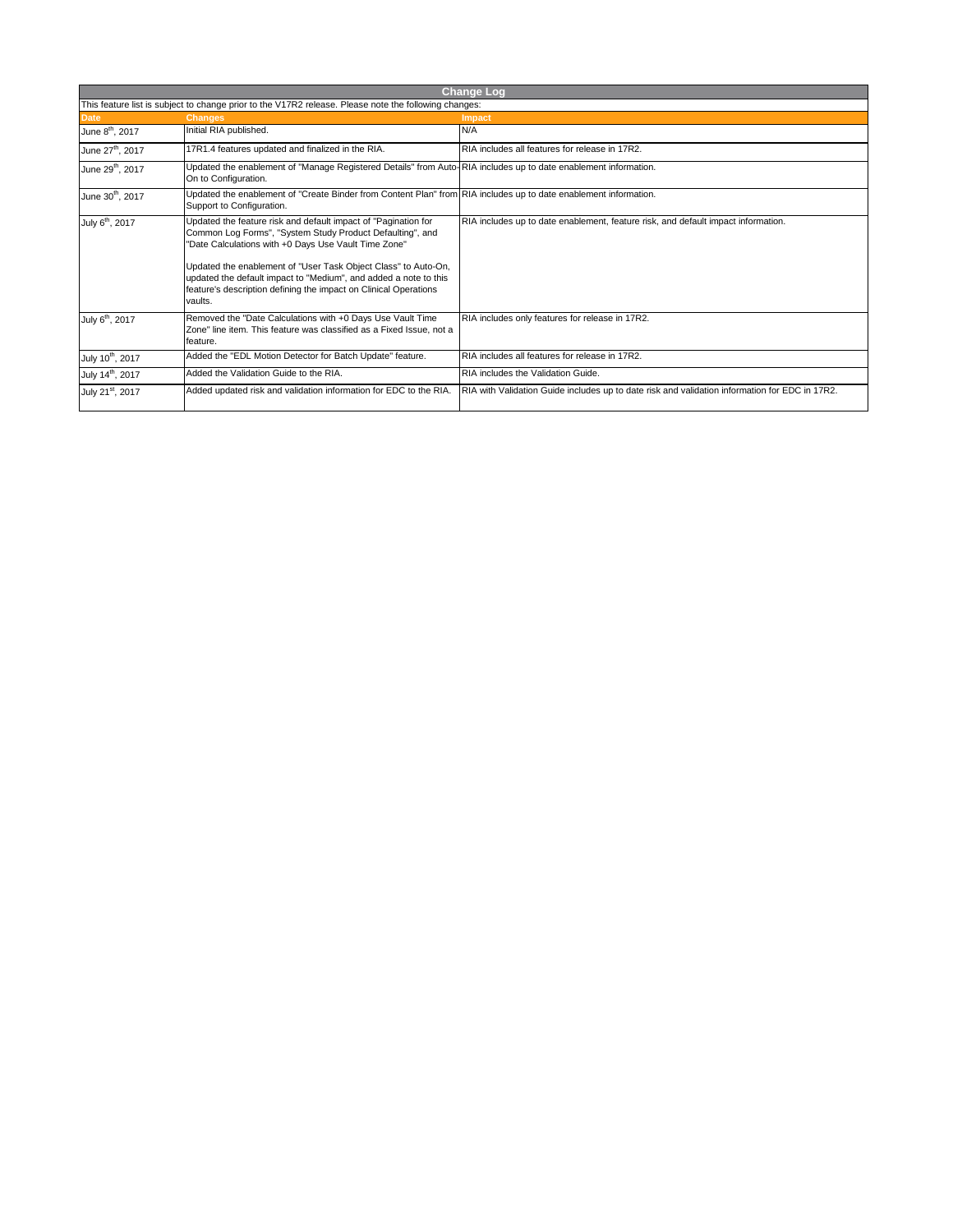## Change Log

This feature list is subject to change prior to the V17R2 release. Please note the following changes:

| Date | Changes | Impact |
| --- | --- | --- |
| June 8th, 2017 | Initial RIA published. | N/A |
| June 27th, 2017 | 17R1.4 features updated and finalized in the RIA. | RIA includes all features for release in 17R2. |
| June 29th, 2017 | Updated the enablement of "Manage Registered Details" from Auto-On to Configuration. | RIA includes up to date enablement information. |
| June 30th, 2017 | Updated the enablement of "Create Binder from Content Plan" from Support to Configuration. | RIA includes up to date enablement information. |
| July 6th, 2017 | Updated the feature risk and default impact of "Pagination for Common Log Forms", "System Study Product Defaulting", and "Date Calculations with +0 Days Use Vault Time Zone"<br><br>Updated the enablement of "User Task Object Class" to Auto-On, updated the default impact to "Medium", and added a note to this feature's description defining the impact on Clinical Operations vaults. | RIA includes up to date enablement, feature risk, and default impact information. |
| July 6th, 2017 | Removed the "Date Calculations with +0 Days Use Vault Time Zone" line item. This feature was classified as a Fixed Issue, not a feature. | RIA includes only features for release in 17R2. |
| July 10th, 2017 | Added the "EDL Motion Detector for Batch Update" feature. | RIA includes all features for release in 17R2. |
| July 14th, 2017 | Added the Validation Guide to the RIA. | RIA includes the Validation Guide. |
| July 21st, 2017 | Added updated risk and validation information for EDC to the RIA. | RIA with Validation Guide includes up to date risk and validation information for EDC in 17R2. |